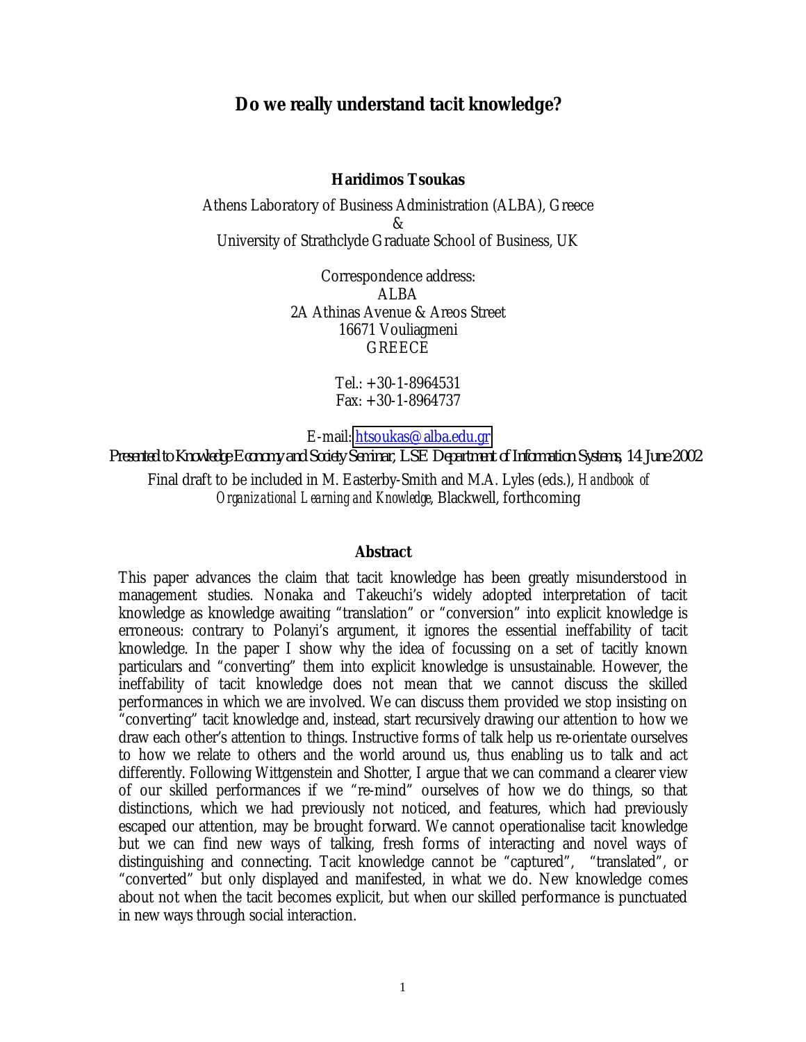# Do we really understand tacit knowledge?

**Haridimos Tsoukas**

Athens Laboratory of Business Administration (ALBA), Greece
&
University of Strathclyde Graduate School of Business, UK

Correspondence address:
ALBA
2A Athinas Avenue & Areos Street
16671 Vouliagmeni
GREECE

Tel.: +30-1-8964531
Fax: +30-1-8964737

E-mail: htsoukas@alba.edu.gr

*Presented to Knowledge Economy and Society Seminar, LSE Department of Information Systems, 14 June 2002*

Final draft to be included in M. Easterby-Smith and M.A. Lyles (eds.), *Handbook of Organizational Learning and Knowledge*, Blackwell, forthcoming

## Abstract

This paper advances the claim that tacit knowledge has been greatly misunderstood in management studies. Nonaka and Takeuchi's widely adopted interpretation of tacit knowledge as knowledge awaiting "translation" or "conversion" into explicit knowledge is erroneous: contrary to Polanyi's argument, it ignores the essential ineffability of tacit knowledge. In the paper I show why the idea of focussing on a set of tacitly known particulars and "converting" them into explicit knowledge is unsustainable. However, the ineffability of tacit knowledge does not mean that we cannot discuss the skilled performances in which we are involved. We can discuss them provided we stop insisting on "converting" tacit knowledge and, instead, start recursively drawing our attention to how we draw each other's attention to things. Instructive forms of talk help us re-orientate ourselves to how we relate to others and the world around us, thus enabling us to talk and act differently. Following Wittgenstein and Shotter, I argue that we can command a clearer view of our skilled performances if we "re-mind" ourselves of how we do things, so that distinctions, which we had previously not noticed, and features, which had previously escaped our attention, may be brought forward. We cannot operationalise tacit knowledge but we can find new ways of talking, fresh forms of interacting and novel ways of distinguishing and connecting. Tacit knowledge cannot be "captured", "translated", or "converted" but only displayed and manifested, in what we do. New knowledge comes about not when the tacit becomes explicit, but when our skilled performance is punctuated in new ways through social interaction.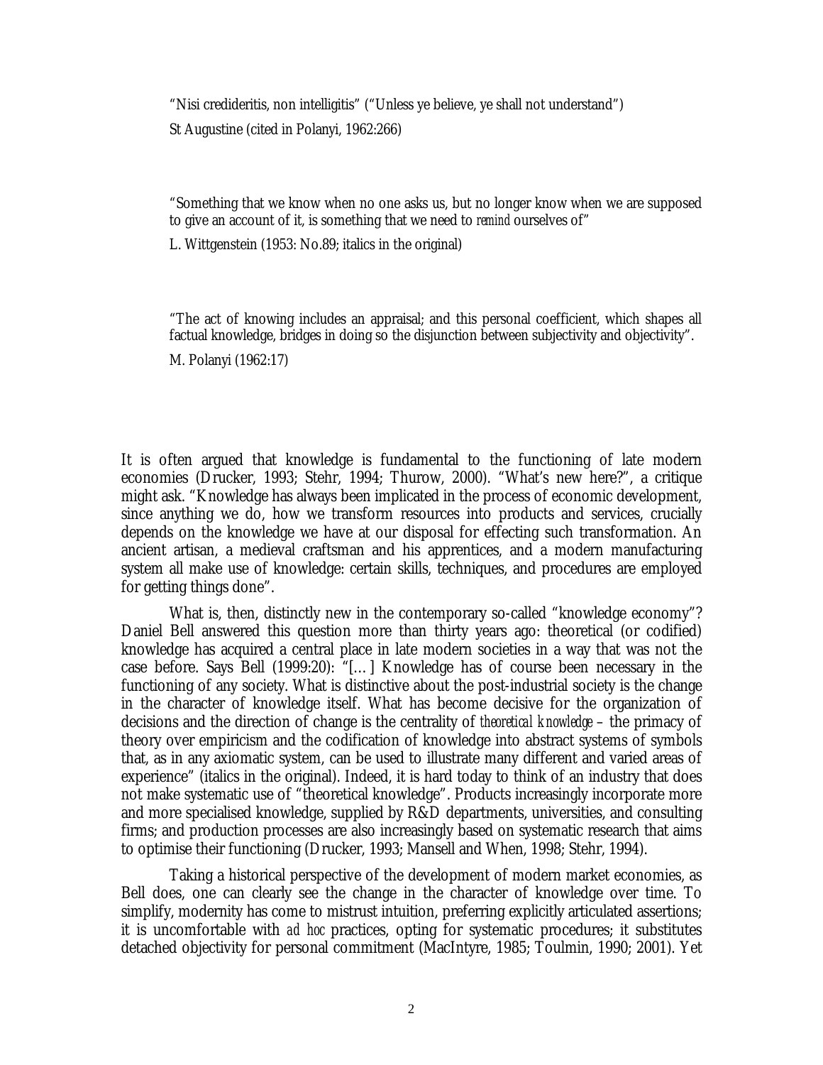"Nisi credideritis, non intelligitis" ("Unless ye believe, ye shall not understand")

St Augustine (cited in Polanyi, 1962:266)

"Something that we know when no one asks us, but no longer know when we are supposed to give an account of it, is something that we need to *remind* ourselves of"

L. Wittgenstein (1953: No.89; italics in the original)

"The act of knowing includes an appraisal; and this personal coefficient, which shapes all factual knowledge, bridges in doing so the disjunction between subjectivity and objectivity".

M. Polanyi (1962:17)

It is often argued that knowledge is fundamental to the functioning of late modern economies (Drucker, 1993; Stehr, 1994; Thurow, 2000). "What's new here?", a critique might ask. "Knowledge has always been implicated in the process of economic development, since anything we do, how we transform resources into products and services, crucially depends on the knowledge we have at our disposal for effecting such transformation. An ancient artisan, a medieval craftsman and his apprentices, and a modern manufacturing system all make use of knowledge: certain skills, techniques, and procedures are employed for getting things done".

What is, then, distinctly new in the contemporary so-called "knowledge economy"? Daniel Bell answered this question more than thirty years ago: theoretical (or codified) knowledge has acquired a central place in late modern societies in a way that was not the case before. Says Bell (1999:20): "[…] Knowledge has of course been necessary in the functioning of any society. What is distinctive about the post-industrial society is the change in the character of knowledge itself. What has become decisive for the organization of decisions and the direction of change is the centrality of *theoretical knowledge* – the primacy of theory over empiricism and the codification of knowledge into abstract systems of symbols that, as in any axiomatic system, can be used to illustrate many different and varied areas of experience" (italics in the original). Indeed, it is hard today to think of an industry that does not make systematic use of "theoretical knowledge". Products increasingly incorporate more and more specialised knowledge, supplied by R&D departments, universities, and consulting firms; and production processes are also increasingly based on systematic research that aims to optimise their functioning (Drucker, 1993; Mansell and When, 1998; Stehr, 1994).

Taking a historical perspective of the development of modern market economies, as Bell does, one can clearly see the change in the character of knowledge over time. To simplify, modernity has come to mistrust intuition, preferring explicitly articulated assertions; it is uncomfortable with *ad hoc* practices, opting for systematic procedures; it substitutes detached objectivity for personal commitment (MacIntyre, 1985; Toulmin, 1990; 2001). Yet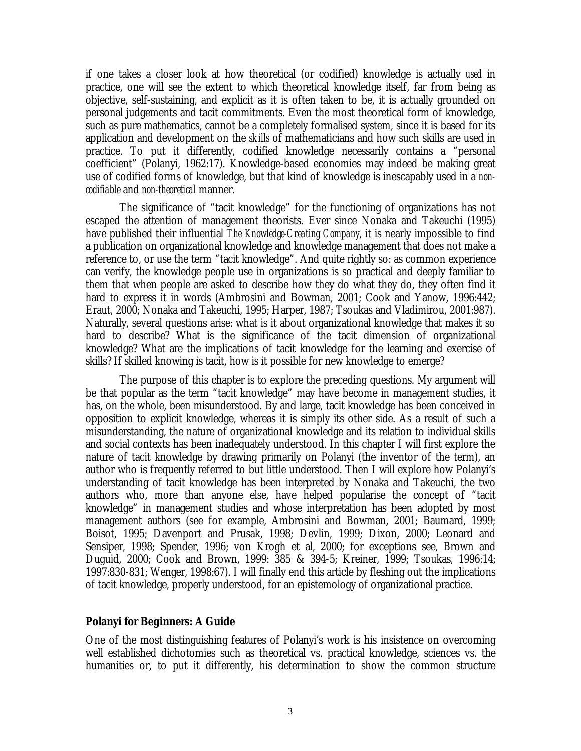if one takes a closer look at how theoretical (or codified) knowledge is actually *used* in practice, one will see the extent to which theoretical knowledge itself, far from being as objective, self-sustaining, and explicit as it is often taken to be, it is actually grounded on personal judgements and tacit commitments. Even the most theoretical form of knowledge, such as pure mathematics, cannot be a completely formalised system, since it is based for its application and development on the *skills* of mathematicians and how such skills are used in practice. To put it differently, codified knowledge necessarily contains a "personal coefficient" (Polanyi, 1962:17). Knowledge-based economies may indeed be making great use of codified forms of knowledge, but that kind of knowledge is inescapably used in a *non-codifiable* and *non-theoretical* manner.

The significance of "tacit knowledge" for the functioning of organizations has not escaped the attention of management theorists. Ever since Nonaka and Takeuchi (1995) have published their influential *The Knowledge-Creating Company*, it is nearly impossible to find a publication on organizational knowledge and knowledge management that does not make a reference to, or use the term "tacit knowledge". And quite rightly so: as common experience can verify, the knowledge people use in organizations is so practical and deeply familiar to them that when people are asked to describe how they do what they do, they often find it hard to express it in words (Ambrosini and Bowman, 2001; Cook and Yanow, 1996:442; Eraut, 2000; Nonaka and Takeuchi, 1995; Harper, 1987; Tsoukas and Vladimirou, 2001:987). Naturally, several questions arise: what is it about organizational knowledge that makes it so hard to describe? What is the significance of the tacit dimension of organizational knowledge? What are the implications of tacit knowledge for the learning and exercise of skills? If skilled knowing is tacit, how is it possible for new knowledge to emerge?

The purpose of this chapter is to explore the preceding questions. My argument will be that popular as the term "tacit knowledge" may have become in management studies, it has, on the whole, been misunderstood. By and large, tacit knowledge has been conceived in opposition to explicit knowledge, whereas it is simply its other side. As a result of such a misunderstanding, the nature of organizational knowledge and its relation to individual skills and social contexts has been inadequately understood. In this chapter I will first explore the nature of tacit knowledge by drawing primarily on Polanyi (the inventor of the term), an author who is frequently referred to but little understood. Then I will explore how Polanyi's understanding of tacit knowledge has been interpreted by Nonaka and Takeuchi, the two authors who, more than anyone else, have helped popularise the concept of "tacit knowledge" in management studies and whose interpretation has been adopted by most management authors (see for example, Ambrosini and Bowman, 2001; Baumard, 1999; Boisot, 1995; Davenport and Prusak, 1998; Devlin, 1999; Dixon, 2000; Leonard and Sensiper, 1998; Spender, 1996; von Krogh et al, 2000; for exceptions see, Brown and Duguid, 2000; Cook and Brown, 1999: 385 & 394-5; Kreiner, 1999; Tsoukas, 1996:14; 1997:830-831; Wenger, 1998:67). I will finally end this article by fleshing out the implications of tacit knowledge, properly understood, for an epistemology of organizational practice.

## Polanyi for Beginners: A Guide

One of the most distinguishing features of Polanyi's work is his insistence on overcoming well established dichotomies such as theoretical vs. practical knowledge, sciences vs. the humanities or, to put it differently, his determination to show the common structure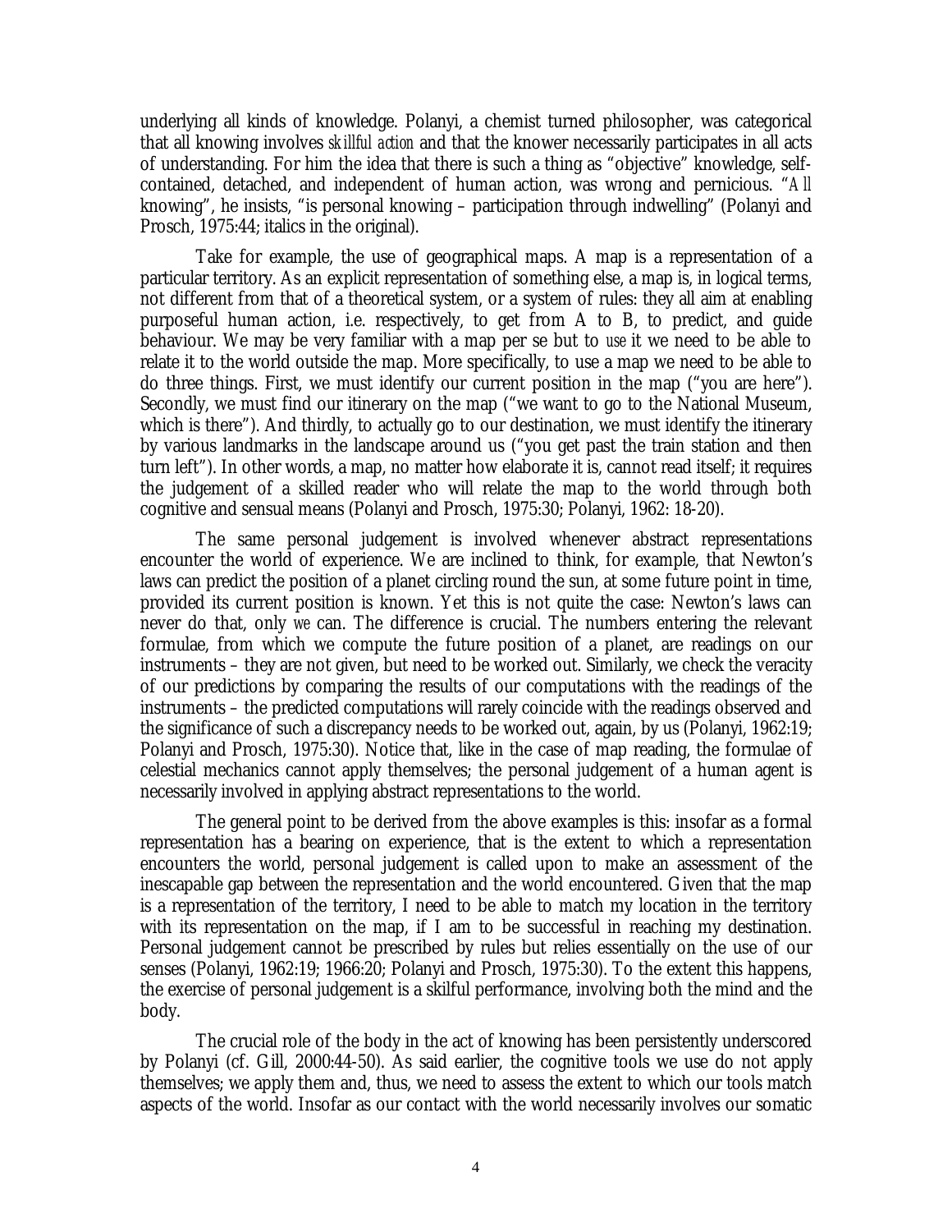underlying all kinds of knowledge. Polanyi, a chemist turned philosopher, was categorical that all knowing involves *skillful action* and that the knower necessarily participates in all acts of understanding. For him the idea that there is such a thing as "objective" knowledge, self-contained, detached, and independent of human action, was wrong and pernicious. "*All* knowing", he insists, "is personal knowing – participation through indwelling" (Polanyi and Prosch, 1975:44; italics in the original).

Take for example, the use of geographical maps. A map is a representation of a particular territory. As an explicit representation of something else, a map is, in logical terms, not different from that of a theoretical system, or a system of rules: they all aim at enabling purposeful human action, i.e. respectively, to get from A to B, to predict, and guide behaviour. We may be very familiar with a map per se but to *use* it we need to be able to relate it to the world outside the map. More specifically, to use a map we need to be able to do three things. First, we must identify our current position in the map ("you are here"). Secondly, we must find our itinerary on the map ("we want to go to the National Museum, which is there"). And thirdly, to actually go to our destination, we must identify the itinerary by various landmarks in the landscape around us ("you get past the train station and then turn left"). In other words, a map, no matter how elaborate it is, cannot read itself; it requires the judgement of a skilled reader who will relate the map to the world through both cognitive and sensual means (Polanyi and Prosch, 1975:30; Polanyi, 1962: 18-20).

The same personal judgement is involved whenever abstract representations encounter the world of experience. We are inclined to think, for example, that Newton's laws can predict the position of a planet circling round the sun, at some future point in time, provided its current position is known. Yet this is not quite the case: Newton's laws can never do that, only *we* can. The difference is crucial. The numbers entering the relevant formulae, from which we compute the future position of a planet, are readings on our instruments – they are not given, but need to be worked out. Similarly, we check the veracity of our predictions by comparing the results of our computations with the readings of the instruments – the predicted computations will rarely coincide with the readings observed and the significance of such a discrepancy needs to be worked out, again, by us (Polanyi, 1962:19; Polanyi and Prosch, 1975:30). Notice that, like in the case of map reading, the formulae of celestial mechanics cannot apply themselves; the personal judgement of a human agent is necessarily involved in applying abstract representations to the world.

The general point to be derived from the above examples is this: insofar as a formal representation has a bearing on experience, that is the extent to which a representation encounters the world, personal judgement is called upon to make an assessment of the inescapable gap between the representation and the world encountered. Given that the map is a representation of the territory, I need to be able to match my location in the territory with its representation on the map, if I am to be successful in reaching my destination. Personal judgement cannot be prescribed by rules but relies essentially on the use of our senses (Polanyi, 1962:19; 1966:20; Polanyi and Prosch, 1975:30). To the extent this happens, the exercise of personal judgement is a skilful performance, involving both the mind and the body.

The crucial role of the body in the act of knowing has been persistently underscored by Polanyi (cf. Gill, 2000:44-50). As said earlier, the cognitive tools we use do not apply themselves; we apply them and, thus, we need to assess the extent to which our tools match aspects of the world. Insofar as our contact with the world necessarily involves our somatic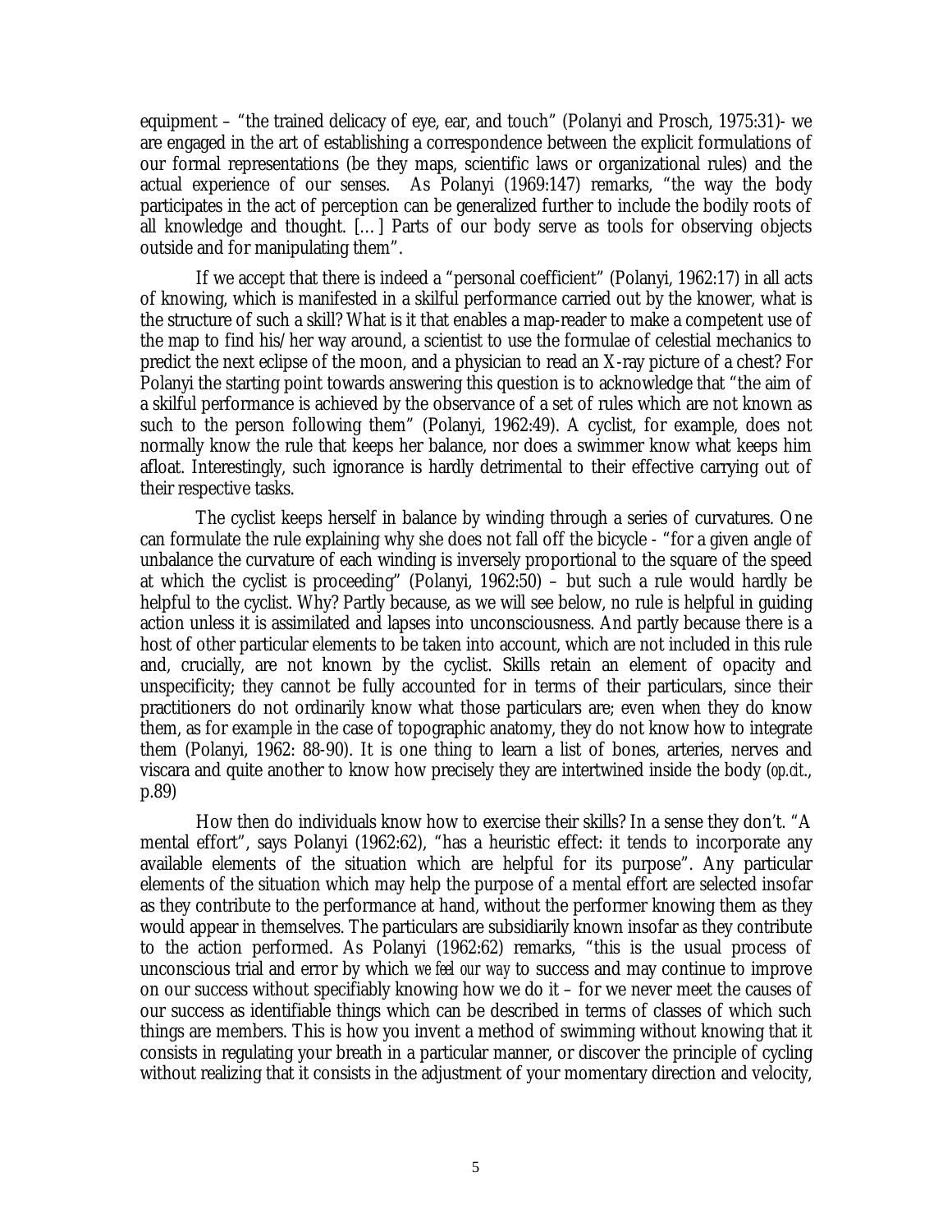equipment – "the trained delicacy of eye, ear, and touch" (Polanyi and Prosch, 1975:31)- we are engaged in the art of establishing a correspondence between the explicit formulations of our formal representations (be they maps, scientific laws or organizational rules) and the actual experience of our senses. As Polanyi (1969:147) remarks, "the way the body participates in the act of perception can be generalized further to include the bodily roots of all knowledge and thought. [...] Parts of our body serve as tools for observing objects outside and for manipulating them".

If we accept that there is indeed a "personal coefficient" (Polanyi, 1962:17) in all acts of knowing, which is manifested in a skilful performance carried out by the knower, what is the structure of such a skill? What is it that enables a map-reader to make a competent use of the map to find his/her way around, a scientist to use the formulae of celestial mechanics to predict the next eclipse of the moon, and a physician to read an X-ray picture of a chest? For Polanyi the starting point towards answering this question is to acknowledge that "the aim of a skilful performance is achieved by the observance of a set of rules which are not known as such to the person following them" (Polanyi, 1962:49). A cyclist, for example, does not normally know the rule that keeps her balance, nor does a swimmer know what keeps him afloat. Interestingly, such ignorance is hardly detrimental to their effective carrying out of their respective tasks.

The cyclist keeps herself in balance by winding through a series of curvatures. One can formulate the rule explaining why she does not fall off the bicycle - "for a given angle of unbalance the curvature of each winding is inversely proportional to the square of the speed at which the cyclist is proceeding" (Polanyi, 1962:50) – but such a rule would hardly be helpful to the cyclist. Why? Partly because, as we will see below, no rule is helpful in guiding action unless it is assimilated and lapses into unconsciousness. And partly because there is a host of other particular elements to be taken into account, which are not included in this rule and, crucially, are not known by the cyclist. Skills retain an element of opacity and unspecificity; they cannot be fully accounted for in terms of their particulars, since their practitioners do not ordinarily know what those particulars are; even when they do know them, as for example in the case of topographic anatomy, they do not know how to integrate them (Polanyi, 1962: 88-90). It is one thing to learn a list of bones, arteries, nerves and viscara and quite another to know how precisely they are intertwined inside the body (*op.cit.*, p.89)

How then do individuals know how to exercise their skills? In a sense they don't. "A mental effort", says Polanyi (1962:62), "has a heuristic effect: it tends to incorporate any available elements of the situation which are helpful for its purpose". Any particular elements of the situation which may help the purpose of a mental effort are selected insofar as they contribute to the performance at hand, without the performer knowing them as they would appear in themselves. The particulars are subsidiarily known insofar as they contribute to the action performed. As Polanyi (1962:62) remarks, "this is the usual process of unconscious trial and error by which *we feel our way* to success and may continue to improve on our success without specifiably knowing how we do it – for we never meet the causes of our success as identifiable things which can be described in terms of classes of which such things are members. This is how you invent a method of swimming without knowing that it consists in regulating your breath in a particular manner, or discover the principle of cycling without realizing that it consists in the adjustment of your momentary direction and velocity,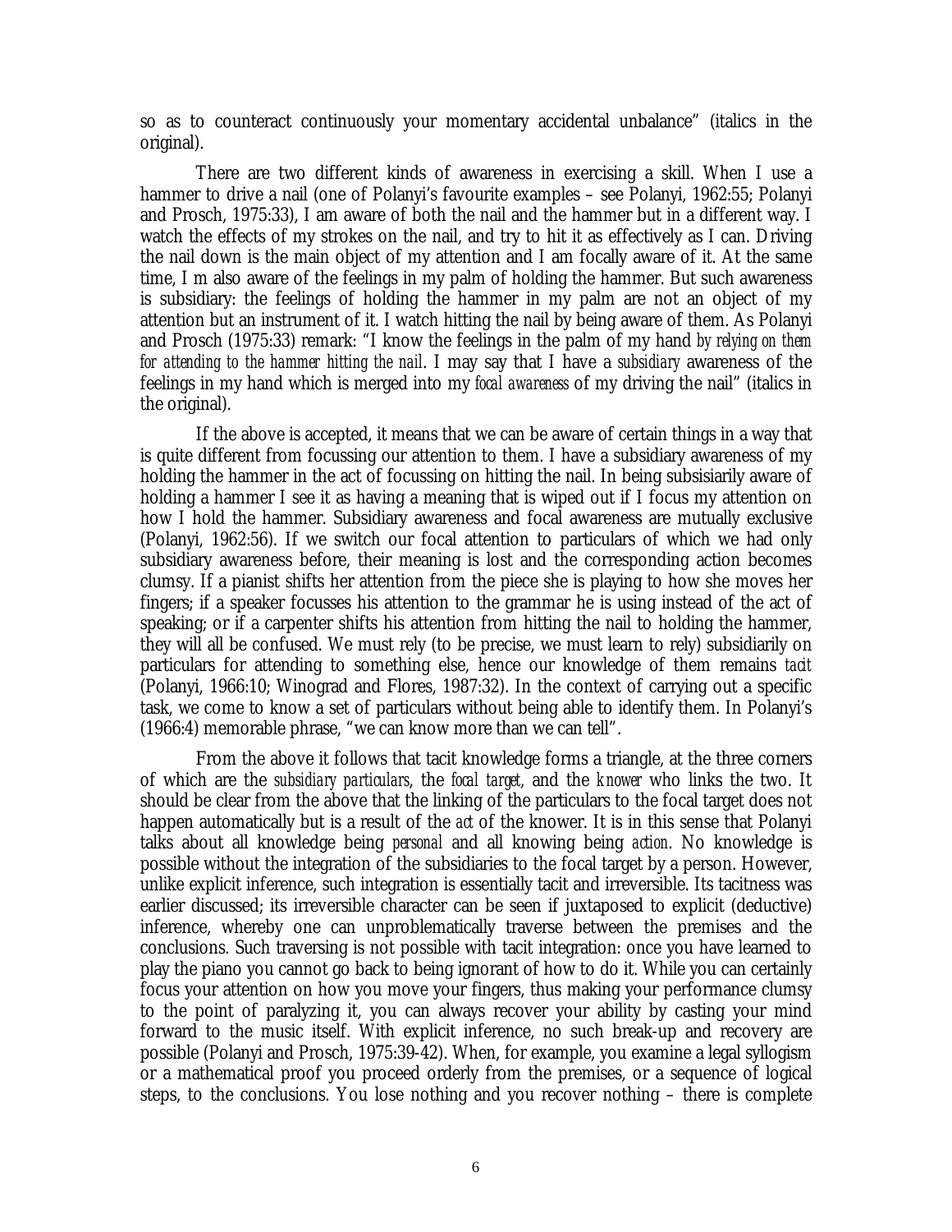so as to counteract continuously your momentary accidental unbalance" (italics in the original).

There are two different kinds of awareness in exercising a skill. When I use a hammer to drive a nail (one of Polanyi's favourite examples – see Polanyi, 1962:55; Polanyi and Prosch, 1975:33), I am aware of both the nail and the hammer but in a different way. I watch the effects of my strokes on the nail, and try to hit it as effectively as I can. Driving the nail down is the main object of my attention and I am focally aware of it. At the same time, I m also aware of the feelings in my palm of holding the hammer. But such awareness is subsidiary: the feelings of holding the hammer in my palm are not an object of my attention but an instrument of it. I watch hitting the nail by being aware of them. As Polanyi and Prosch (1975:33) remark: "I know the feelings in the palm of my hand *by relying on them for attending to the hammer hitting the nail*. I may say that I have a *subsidiary* awareness of the feelings in my hand which is merged into my *focal awareness* of my driving the nail" (italics in the original).

If the above is accepted, it means that we can be aware of certain things in a way that is quite different from focussing our attention to them. I have a subsidiary awareness of my holding the hammer in the act of focussing on hitting the nail. In being subsisiarily aware of holding a hammer I see it as having a meaning that is wiped out if I focus my attention on how I hold the hammer. Subsidiary awareness and focal awareness are mutually exclusive (Polanyi, 1962:56). If we switch our focal attention to particulars of which we had only subsidiary awareness before, their meaning is lost and the corresponding action becomes clumsy. If a pianist shifts her attention from the piece she is playing to how she moves her fingers; if a speaker focusses his attention to the grammar he is using instead of the act of speaking; or if a carpenter shifts his attention from hitting the nail to holding the hammer, they will all be confused. We must rely (to be precise, we must learn to rely) subsidiarily on particulars for attending to something else, hence our knowledge of them remains *tacit* (Polanyi, 1966:10; Winograd and Flores, 1987:32). In the context of carrying out a specific task, we come to know a set of particulars without being able to identify them. In Polanyi's (1966:4) memorable phrase, "we can know more than we can tell".

From the above it follows that tacit knowledge forms a triangle, at the three corners of which are the *subsidiary particulars*, the *focal target*, and the *knower* who links the two. It should be clear from the above that the linking of the particulars to the focal target does not happen automatically but is a result of the *act* of the knower. It is in this sense that Polanyi talks about all knowledge being *personal* and all knowing being *action*. No knowledge is possible without the integration of the subsidiaries to the focal target by a person. However, unlike explicit inference, such integration is essentially tacit and irreversible. Its tacitness was earlier discussed; its irreversible character can be seen if juxtaposed to explicit (deductive) inference, whereby one can unproblematically traverse between the premises and the conclusions. Such traversing is not possible with tacit integration: once you have learned to play the piano you cannot go back to being ignorant of how to do it. While you can certainly focus your attention on how you move your fingers, thus making your performance clumsy to the point of paralyzing it, you can always recover your ability by casting your mind forward to the music itself. With explicit inference, no such break-up and recovery are possible (Polanyi and Prosch, 1975:39-42). When, for example, you examine a legal syllogism or a mathematical proof you proceed orderly from the premises, or a sequence of logical steps, to the conclusions. You lose nothing and you recover nothing – there is complete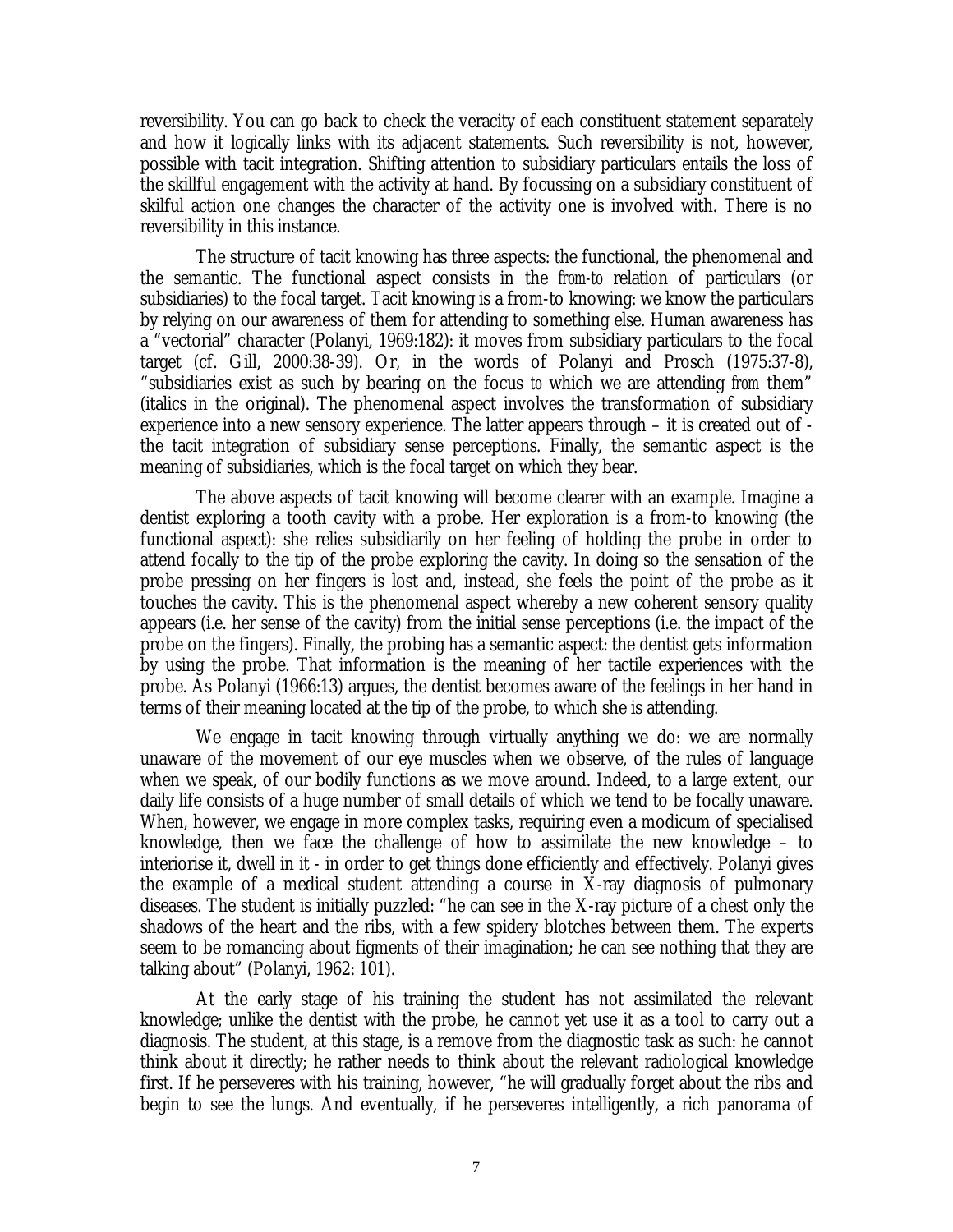reversibility. You can go back to check the veracity of each constituent statement separately and how it logically links with its adjacent statements. Such reversibility is not, however, possible with tacit integration. Shifting attention to subsidiary particulars entails the loss of the skillful engagement with the activity at hand. By focussing on a subsidiary constituent of skilful action one changes the character of the activity one is involved with. There is no reversibility in this instance.

The structure of tacit knowing has three aspects: the functional, the phenomenal and the semantic. The functional aspect consists in the *from-to* relation of particulars (or subsidiaries) to the focal target. Tacit knowing is a from-to knowing: we know the particulars by relying on our awareness of them for attending to something else. Human awareness has a "vectorial" character (Polanyi, 1969:182): it moves from subsidiary particulars to the focal target (cf. Gill, 2000:38-39). Or, in the words of Polanyi and Prosch (1975:37-8), "subsidiaries exist as such by bearing on the focus *to* which we are attending *from* them" (italics in the original). The phenomenal aspect involves the transformation of subsidiary experience into a new sensory experience. The latter appears through – it is created out of - the tacit integration of subsidiary sense perceptions. Finally, the semantic aspect is the meaning of subsidiaries, which is the focal target on which they bear.

The above aspects of tacit knowing will become clearer with an example. Imagine a dentist exploring a tooth cavity with a probe. Her exploration is a from-to knowing (the functional aspect): she relies subsidiarily on her feeling of holding the probe in order to attend focally to the tip of the probe exploring the cavity. In doing so the sensation of the probe pressing on her fingers is lost and, instead, she feels the point of the probe as it touches the cavity. This is the phenomenal aspect whereby a new coherent sensory quality appears (i.e. her sense of the cavity) from the initial sense perceptions (i.e. the impact of the probe on the fingers). Finally, the probing has a semantic aspect: the dentist gets information by using the probe. That information is the meaning of her tactile experiences with the probe. As Polanyi (1966:13) argues, the dentist becomes aware of the feelings in her hand in terms of their meaning located at the tip of the probe, to which she is attending.

We engage in tacit knowing through virtually anything we do: we are normally unaware of the movement of our eye muscles when we observe, of the rules of language when we speak, of our bodily functions as we move around. Indeed, to a large extent, our daily life consists of a huge number of small details of which we tend to be focally unaware. When, however, we engage in more complex tasks, requiring even a modicum of specialised knowledge, then we face the challenge of how to assimilate the new knowledge – to interiorise it, dwell in it - in order to get things done efficiently and effectively. Polanyi gives the example of a medical student attending a course in X-ray diagnosis of pulmonary diseases. The student is initially puzzled: "he can see in the X-ray picture of a chest only the shadows of the heart and the ribs, with a few spidery blotches between them. The experts seem to be romancing about figments of their imagination; he can see nothing that they are talking about" (Polanyi, 1962: 101).

At the early stage of his training the student has not assimilated the relevant knowledge; unlike the dentist with the probe, he cannot yet use it as a tool to carry out a diagnosis. The student, at this stage, is a remove from the diagnostic task as such: he cannot think about it directly; he rather needs to think about the relevant radiological knowledge first. If he perseveres with his training, however, "he will gradually forget about the ribs and begin to see the lungs. And eventually, if he perseveres intelligently, a rich panorama of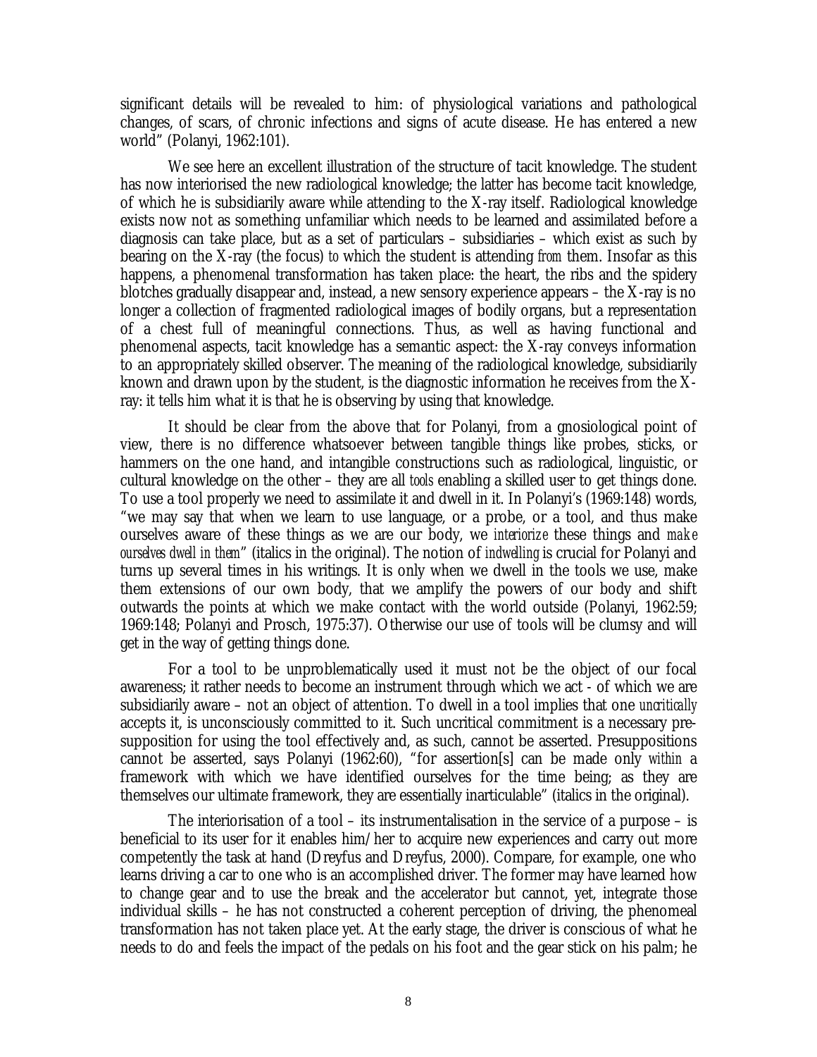significant details will be revealed to him: of physiological variations and pathological changes, of scars, of chronic infections and signs of acute disease. He has entered a new world" (Polanyi, 1962:101).

We see here an excellent illustration of the structure of tacit knowledge. The student has now interiorised the new radiological knowledge; the latter has become tacit knowledge, of which he is subsidiarily aware while attending to the X-ray itself. Radiological knowledge exists now not as something unfamiliar which needs to be learned and assimilated before a diagnosis can take place, but as a set of particulars – subsidiaries – which exist as such by bearing on the X-ray (the focus) *to* which the student is attending *from* them. Insofar as this happens, a phenomenal transformation has taken place: the heart, the ribs and the spidery blotches gradually disappear and, instead, a new sensory experience appears – the X-ray is no longer a collection of fragmented radiological images of bodily organs, but a representation of a chest full of meaningful connections. Thus, as well as having functional and phenomenal aspects, tacit knowledge has a semantic aspect: the X-ray conveys information to an appropriately skilled observer. The meaning of the radiological knowledge, subsidiarily known and drawn upon by the student, is the diagnostic information he receives from the X-ray: it tells him what it is that he is observing by using that knowledge.

It should be clear from the above that for Polanyi, from a gnosiological point of view, there is no difference whatsoever between tangible things like probes, sticks, or hammers on the one hand, and intangible constructions such as radiological, linguistic, or cultural knowledge on the other – they are all *tools* enabling a skilled user to get things done. To use a tool properly we need to assimilate it and dwell in it. In Polanyi's (1969:148) words, "we may say that when we learn to use language, or a probe, or a tool, and thus make ourselves aware of these things as we are our body, we *interiorize* these things and *make ourselves dwell in them*" (italics in the original). The notion of *indwelling* is crucial for Polanyi and turns up several times in his writings. It is only when we dwell in the tools we use, make them extensions of our own body, that we amplify the powers of our body and shift outwards the points at which we make contact with the world outside (Polanyi, 1962:59; 1969:148; Polanyi and Prosch, 1975:37). Otherwise our use of tools will be clumsy and will get in the way of getting things done.

For a tool to be unproblematically used it must not be the object of our focal awareness; it rather needs to become an instrument through which we act - of which we are subsidiarily aware – not an object of attention. To dwell in a tool implies that one *uncritically* accepts it, is unconsciously committed to it. Such uncritical commitment is a necessary pre-supposition for using the tool effectively and, as such, cannot be asserted. Presuppositions cannot be asserted, says Polanyi (1962:60), "for assertion[s] can be made only *within* a framework with which we have identified ourselves for the time being; as they are themselves our ultimate framework, they are essentially inarticulable" (italics in the original).

The interiorisation of a tool – its instrumentalisation in the service of a purpose – is beneficial to its user for it enables him/her to acquire new experiences and carry out more competently the task at hand (Dreyfus and Dreyfus, 2000). Compare, for example, one who learns driving a car to one who is an accomplished driver. The former may have learned how to change gear and to use the break and the accelerator but cannot, yet, integrate those individual skills – he has not constructed a coherent perception of driving, the phenomeal transformation has not taken place yet. At the early stage, the driver is conscious of what he needs to do and feels the impact of the pedals on his foot and the gear stick on his palm; he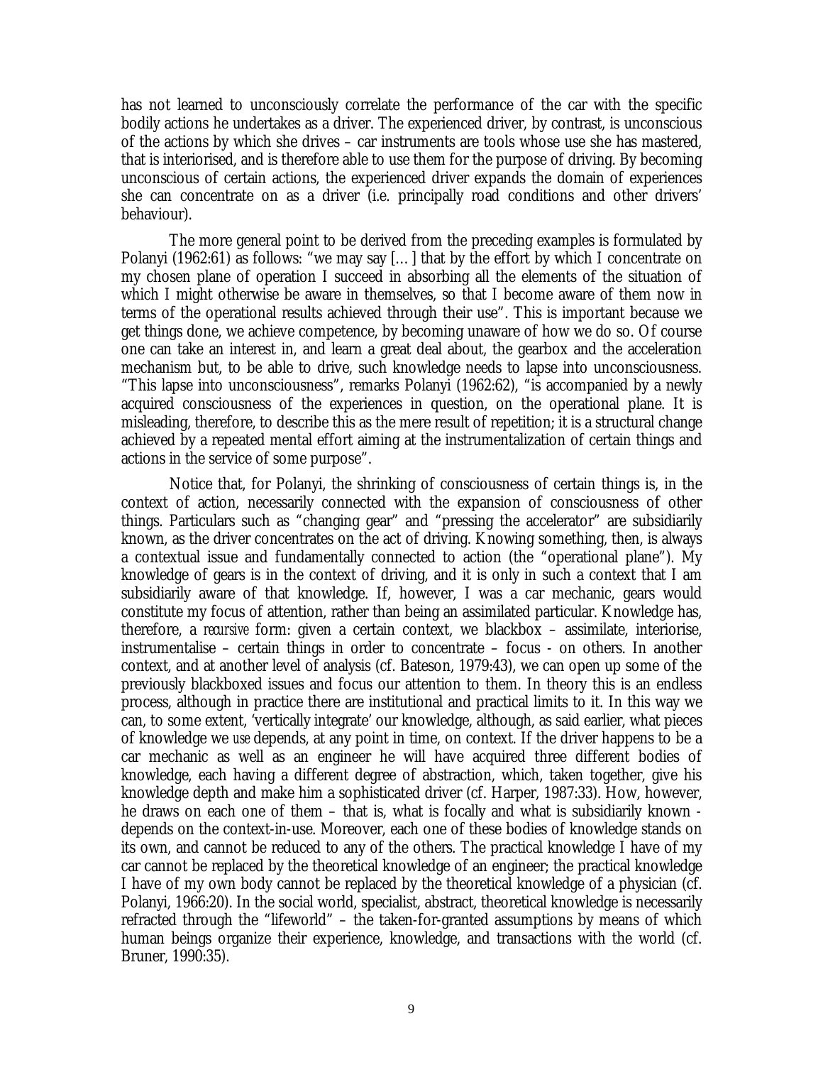has not learned to unconsciously correlate the performance of the car with the specific bodily actions he undertakes as a driver. The experienced driver, by contrast, is unconscious of the actions by which she drives – car instruments are tools whose use she has mastered, that is interiorised, and is therefore able to use them for the purpose of driving. By becoming unconscious of certain actions, the experienced driver expands the domain of experiences she can concentrate on as a driver (i.e. principally road conditions and other drivers' behaviour).

The more general point to be derived from the preceding examples is formulated by Polanyi (1962:61) as follows: "we may say [...] that by the effort by which I concentrate on my chosen plane of operation I succeed in absorbing all the elements of the situation of which I might otherwise be aware in themselves, so that I become aware of them now in terms of the operational results achieved through their use". This is important because we get things done, we achieve competence, by becoming unaware of how we do so. Of course one can take an interest in, and learn a great deal about, the gearbox and the acceleration mechanism but, to be able to drive, such knowledge needs to lapse into unconsciousness. "This lapse into unconsciousness", remarks Polanyi (1962:62), "is accompanied by a newly acquired consciousness of the experiences in question, on the operational plane. It is misleading, therefore, to describe this as the mere result of repetition; it is a structural change achieved by a repeated mental effort aiming at the instrumentalization of certain things and actions in the service of some purpose".

Notice that, for Polanyi, the shrinking of consciousness of certain things is, in the context of action, necessarily connected with the expansion of consciousness of other things. Particulars such as "changing gear" and "pressing the accelerator" are subsidiarily known, as the driver concentrates on the act of driving. Knowing something, then, is always a contextual issue and fundamentally connected to action (the "operational plane"). My knowledge of gears is in the context of driving, and it is only in such a context that I am subsidiarily aware of that knowledge. If, however, I was a car mechanic, gears would constitute my focus of attention, rather than being an assimilated particular. Knowledge has, therefore, a *recursive* form: given a certain context, we blackbox – assimilate, interiorise, instrumentalise – certain things in order to concentrate – focus - on others. In another context, and at another level of analysis (cf. Bateson, 1979:43), we can open up some of the previously blackboxed issues and focus our attention to them. In theory this is an endless process, although in practice there are institutional and practical limits to it. In this way we can, to some extent, 'vertically integrate' our knowledge, although, as said earlier, what pieces of knowledge we *use* depends, at any point in time, on context. If the driver happens to be a car mechanic as well as an engineer he will have acquired three different bodies of knowledge, each having a different degree of abstraction, which, taken together, give his knowledge depth and make him a sophisticated driver (cf. Harper, 1987:33). How, however, he draws on each one of them – that is, what is focally and what is subsidiarily known - depends on the context-in-use. Moreover, each one of these bodies of knowledge stands on its own, and cannot be reduced to any of the others. The practical knowledge I have of my car cannot be replaced by the theoretical knowledge of an engineer; the practical knowledge I have of my own body cannot be replaced by the theoretical knowledge of a physician (cf. Polanyi, 1966:20). In the social world, specialist, abstract, theoretical knowledge is necessarily refracted through the "lifeworld" – the taken-for-granted assumptions by means of which human beings organize their experience, knowledge, and transactions with the world (cf. Bruner, 1990:35).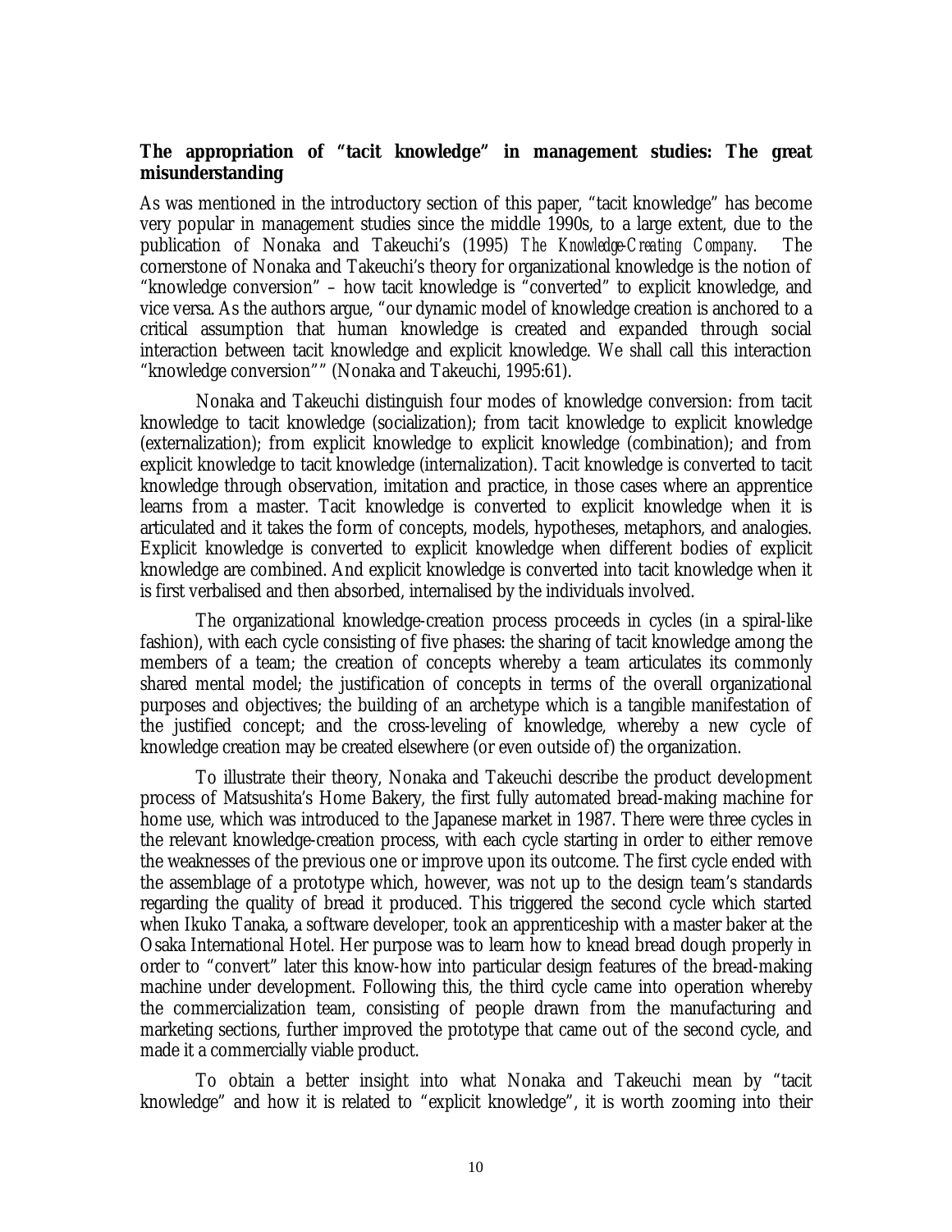## The appropriation of "tacit knowledge" in management studies: The great misunderstanding

As was mentioned in the introductory section of this paper, "tacit knowledge" has become very popular in management studies since the middle 1990s, to a large extent, due to the publication of Nonaka and Takeuchi's (1995) *The Knowledge-Creating Company*. The cornerstone of Nonaka and Takeuchi's theory for organizational knowledge is the notion of "knowledge conversion" – how tacit knowledge is "converted" to explicit knowledge, and vice versa. As the authors argue, "our dynamic model of knowledge creation is anchored to a critical assumption that human knowledge is created and expanded through social interaction between tacit knowledge and explicit knowledge. We shall call this interaction "knowledge conversion"" (Nonaka and Takeuchi, 1995:61).

Nonaka and Takeuchi distinguish four modes of knowledge conversion: from tacit knowledge to tacit knowledge (socialization); from tacit knowledge to explicit knowledge (externalization); from explicit knowledge to explicit knowledge (combination); and from explicit knowledge to tacit knowledge (internalization). Tacit knowledge is converted to tacit knowledge through observation, imitation and practice, in those cases where an apprentice learns from a master. Tacit knowledge is converted to explicit knowledge when it is articulated and it takes the form of concepts, models, hypotheses, metaphors, and analogies. Explicit knowledge is converted to explicit knowledge when different bodies of explicit knowledge are combined. And explicit knowledge is converted into tacit knowledge when it is first verbalised and then absorbed, internalised by the individuals involved.

The organizational knowledge-creation process proceeds in cycles (in a spiral-like fashion), with each cycle consisting of five phases: the sharing of tacit knowledge among the members of a team; the creation of concepts whereby a team articulates its commonly shared mental model; the justification of concepts in terms of the overall organizational purposes and objectives; the building of an archetype which is a tangible manifestation of the justified concept; and the cross-leveling of knowledge, whereby a new cycle of knowledge creation may be created elsewhere (or even outside of) the organization.

To illustrate their theory, Nonaka and Takeuchi describe the product development process of Matsushita's Home Bakery, the first fully automated bread-making machine for home use, which was introduced to the Japanese market in 1987. There were three cycles in the relevant knowledge-creation process, with each cycle starting in order to either remove the weaknesses of the previous one or improve upon its outcome. The first cycle ended with the assemblage of a prototype which, however, was not up to the design team's standards regarding the quality of bread it produced. This triggered the second cycle which started when Ikuko Tanaka, a software developer, took an apprenticeship with a master baker at the Osaka International Hotel. Her purpose was to learn how to knead bread dough properly in order to "convert" later this know-how into particular design features of the bread-making machine under development. Following this, the third cycle came into operation whereby the commercialization team, consisting of people drawn from the manufacturing and marketing sections, further improved the prototype that came out of the second cycle, and made it a commercially viable product.

To obtain a better insight into what Nonaka and Takeuchi mean by "tacit knowledge" and how it is related to "explicit knowledge", it is worth zooming into their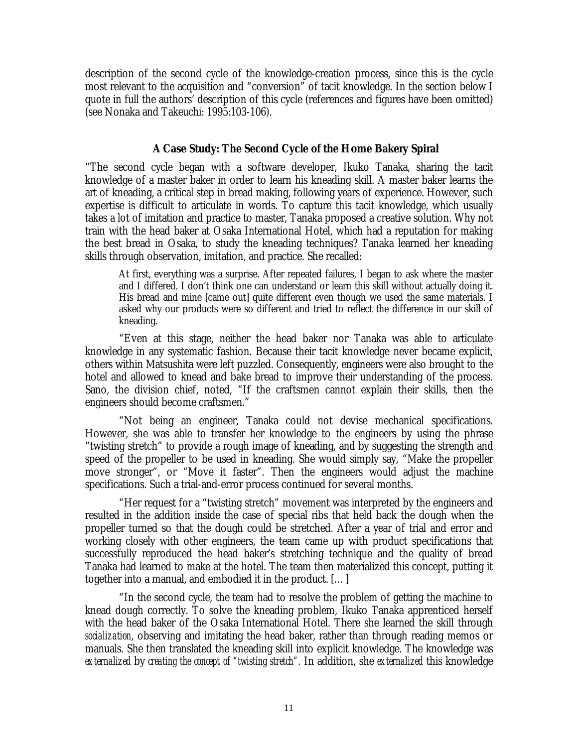description of the second cycle of the knowledge-creation process, since this is the cycle most relevant to the acquisition and "conversion" of tacit knowledge. In the section below I quote in full the authors' description of this cycle (references and figures have been omitted) (see Nonaka and Takeuchi: 1995:103-106).

### A Case Study: The Second Cycle of the Home Bakery Spiral

"The second cycle began with a software developer, Ikuko Tanaka, sharing the tacit knowledge of a master baker in order to learn his kneading skill. A master baker learns the art of kneading, a critical step in bread making, following years of experience. However, such expertise is difficult to articulate in words. To capture this tacit knowledge, which usually takes a lot of imitation and practice to master, Tanaka proposed a creative solution. Why not train with the head baker at Osaka International Hotel, which had a reputation for making the best bread in Osaka, to study the kneading techniques? Tanaka learned her kneading skills through observation, imitation, and practice. She recalled:

> At first, everything was a surprise. After repeated failures, I began to ask where the master and I differed. I don't think one can understand or learn this skill without actually doing it. His bread and mine [came out] quite different even though we used the same materials. I asked why our products were so different and tried to reflect the difference in our skill of kneading.

"Even at this stage, neither the head baker nor Tanaka was able to articulate knowledge in any systematic fashion. Because their tacit knowledge never became explicit, others within Matsushita were left puzzled. Consequently, engineers were also brought to the hotel and allowed to knead and bake bread to improve their understanding of the process. Sano, the division chief, noted, "If the craftsmen cannot explain their skills, then the engineers should become craftsmen."

"Not being an engineer, Tanaka could not devise mechanical specifications. However, she was able to transfer her knowledge to the engineers by using the phrase "twisting stretch" to provide a rough image of kneading, and by suggesting the strength and speed of the propeller to be used in kneading. She would simply say, "Make the propeller move stronger", or "Move it faster". Then the engineers would adjust the machine specifications. Such a trial-and-error process continued for several months.

"Her request for a "twisting stretch" movement was interpreted by the engineers and resulted in the addition inside the case of special ribs that held back the dough when the propeller turned so that the dough could be stretched. After a year of trial and error and working closely with other engineers, the team came up with product specifications that successfully reproduced the head baker's stretching technique and the quality of bread Tanaka had learned to make at the hotel. The team then materialized this concept, putting it together into a manual, and embodied it in the product. [...]

"In the second cycle, the team had to resolve the problem of getting the machine to knead dough correctly. To solve the kneading problem, Ikuko Tanaka apprenticed herself with the head baker of the Osaka International Hotel. There she learned the skill through *socialization*, observing and imitating the head baker, rather than through reading memos or manuals. She then translated the kneading skill into explicit knowledge. The knowledge was *externalized* by *creating the concept of "twisting stretch"*. In addition, she *externalized* this knowledge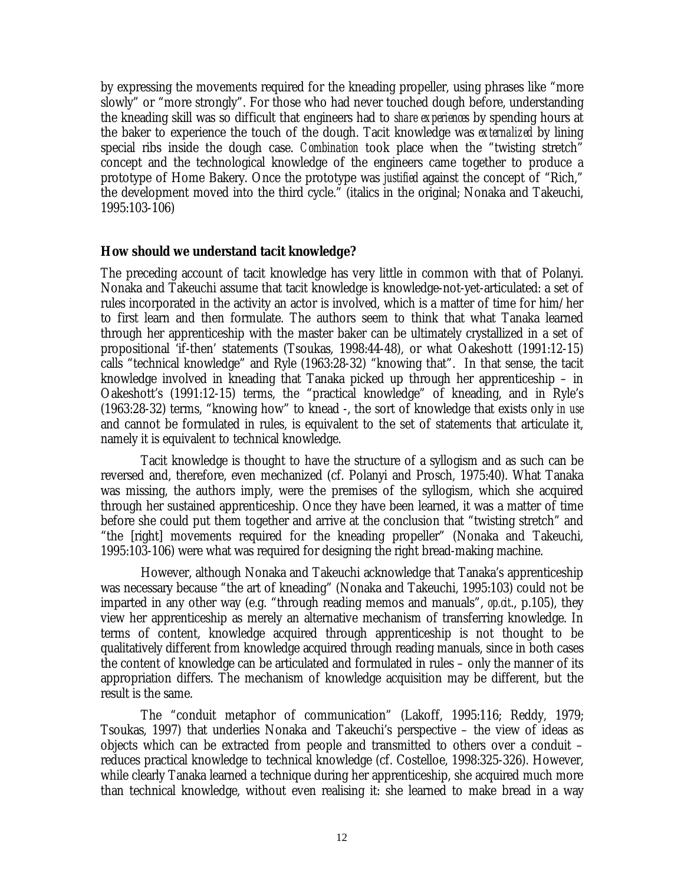by expressing the movements required for the kneading propeller, using phrases like "more slowly" or "more strongly". For those who had never touched dough before, understanding the kneading skill was so difficult that engineers had to *share experiences* by spending hours at the baker to experience the touch of the dough. Tacit knowledge was *externalized* by lining special ribs inside the dough case. *Combination* took place when the "twisting stretch" concept and the technological knowledge of the engineers came together to produce a prototype of Home Bakery. Once the prototype was *justified* against the concept of "Rich," the development moved into the third cycle." (italics in the original; Nonaka and Takeuchi, 1995:103-106)

**How should we understand tacit knowledge?**

The preceding account of tacit knowledge has very little in common with that of Polanyi. Nonaka and Takeuchi assume that tacit knowledge is knowledge-not-yet-articulated: a set of rules incorporated in the activity an actor is involved, which is a matter of time for him/her to first learn and then formulate. The authors seem to think that what Tanaka learned through her apprenticeship with the master baker can be ultimately crystallized in a set of propositional 'if-then' statements (Tsoukas, 1998:44-48), or what Oakeshott (1991:12-15) calls "technical knowledge" and Ryle (1963:28-32) "knowing that". In that sense, the tacit knowledge involved in kneading that Tanaka picked up through her apprenticeship – in Oakeshott's (1991:12-15) terms, the "practical knowledge" of kneading, and in Ryle's (1963:28-32) terms, "knowing how" to knead -, the sort of knowledge that exists only *in use* and cannot be formulated in rules, is equivalent to the set of statements that articulate it, namely it is equivalent to technical knowledge.

Tacit knowledge is thought to have the structure of a syllogism and as such can be reversed and, therefore, even mechanized (cf. Polanyi and Prosch, 1975:40). What Tanaka was missing, the authors imply, were the premises of the syllogism, which she acquired through her sustained apprenticeship. Once they have been learned, it was a matter of time before she could put them together and arrive at the conclusion that "twisting stretch" and "the [right] movements required for the kneading propeller" (Nonaka and Takeuchi, 1995:103-106) were what was required for designing the right bread-making machine.

However, although Nonaka and Takeuchi acknowledge that Tanaka's apprenticeship was necessary because "the art of kneading" (Nonaka and Takeuchi, 1995:103) could not be imparted in any other way (e.g. "through reading memos and manuals", *op.cit.*, p.105), they view her apprenticeship as merely an alternative mechanism of transferring knowledge. In terms of content, knowledge acquired through apprenticeship is not thought to be qualitatively different from knowledge acquired through reading manuals, since in both cases the content of knowledge can be articulated and formulated in rules – only the manner of its appropriation differs. The mechanism of knowledge acquisition may be different, but the result is the same.

The "conduit metaphor of communication" (Lakoff, 1995:116; Reddy, 1979; Tsoukas, 1997) that underlies Nonaka and Takeuchi's perspective – the view of ideas as objects which can be extracted from people and transmitted to others over a conduit – reduces practical knowledge to technical knowledge (cf. Costelloe, 1998:325-326). However, while clearly Tanaka learned a technique during her apprenticeship, she acquired much more than technical knowledge, without even realising it: she learned to make bread in a way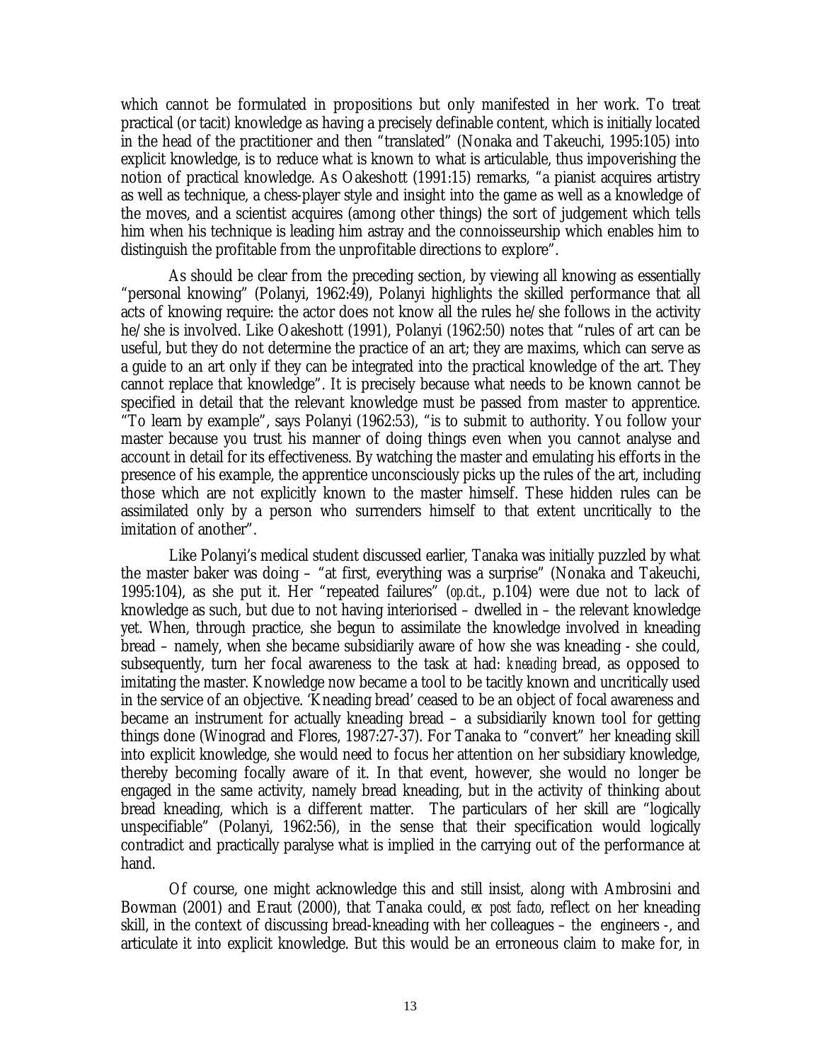which cannot be formulated in propositions but only manifested in her work. To treat practical (or tacit) knowledge as having a precisely definable content, which is initially located in the head of the practitioner and then "translated" (Nonaka and Takeuchi, 1995:105) into explicit knowledge, is to reduce what is known to what is articulable, thus impoverishing the notion of practical knowledge. As Oakeshott (1991:15) remarks, "a pianist acquires artistry as well as technique, a chess-player style and insight into the game as well as a knowledge of the moves, and a scientist acquires (among other things) the sort of judgement which tells him when his technique is leading him astray and the connoisseurship which enables him to distinguish the profitable from the unprofitable directions to explore".

As should be clear from the preceding section, by viewing all knowing as essentially "personal knowing" (Polanyi, 1962:49), Polanyi highlights the skilled performance that all acts of knowing require: the actor does not know all the rules he/she follows in the activity he/she is involved. Like Oakeshott (1991), Polanyi (1962:50) notes that "rules of art can be useful, but they do not determine the practice of an art; they are maxims, which can serve as a guide to an art only if they can be integrated into the practical knowledge of the art. They cannot replace that knowledge". It is precisely because what needs to be known cannot be specified in detail that the relevant knowledge must be passed from master to apprentice. "To learn by example", says Polanyi (1962:53), "is to submit to authority. You follow your master because you trust his manner of doing things even when you cannot analyse and account in detail for its effectiveness. By watching the master and emulating his efforts in the presence of his example, the apprentice unconsciously picks up the rules of the art, including those which are not explicitly known to the master himself. These hidden rules can be assimilated only by a person who surrenders himself to that extent uncritically to the imitation of another".

Like Polanyi's medical student discussed earlier, Tanaka was initially puzzled by what the master baker was doing – "at first, everything was a surprise" (Nonaka and Takeuchi, 1995:104), as she put it. Her "repeated failures" (*op.cit*., p.104) were due not to lack of knowledge as such, but due to not having interiorised – dwelled in – the relevant knowledge yet. When, through practice, she begun to assimilate the knowledge involved in kneading bread – namely, when she became subsidiarily aware of how she was kneading - she could, subsequently, turn her focal awareness to the task at had: *kneading* bread, as opposed to imitating the master. Knowledge now became a tool to be tacitly known and uncritically used in the service of an objective. 'Kneading bread' ceased to be an object of focal awareness and became an instrument for actually kneading bread – a subsidiarily known tool for getting things done (Winograd and Flores, 1987:27-37). For Tanaka to "convert" her kneading skill into explicit knowledge, she would need to focus her attention on her subsidiary knowledge, thereby becoming focally aware of it. In that event, however, she would no longer be engaged in the same activity, namely bread kneading, but in the activity of thinking about bread kneading, which is a different matter. The particulars of her skill are "logically unspecifiable" (Polanyi, 1962:56), in the sense that their specification would logically contradict and practically paralyse what is implied in the carrying out of the performance at hand.

Of course, one might acknowledge this and still insist, along with Ambrosini and Bowman (2001) and Eraut (2000), that Tanaka could, *ex post facto*, reflect on her kneading skill, in the context of discussing bread-kneading with her colleagues – the engineers -, and articulate it into explicit knowledge. But this would be an erroneous claim to make for, in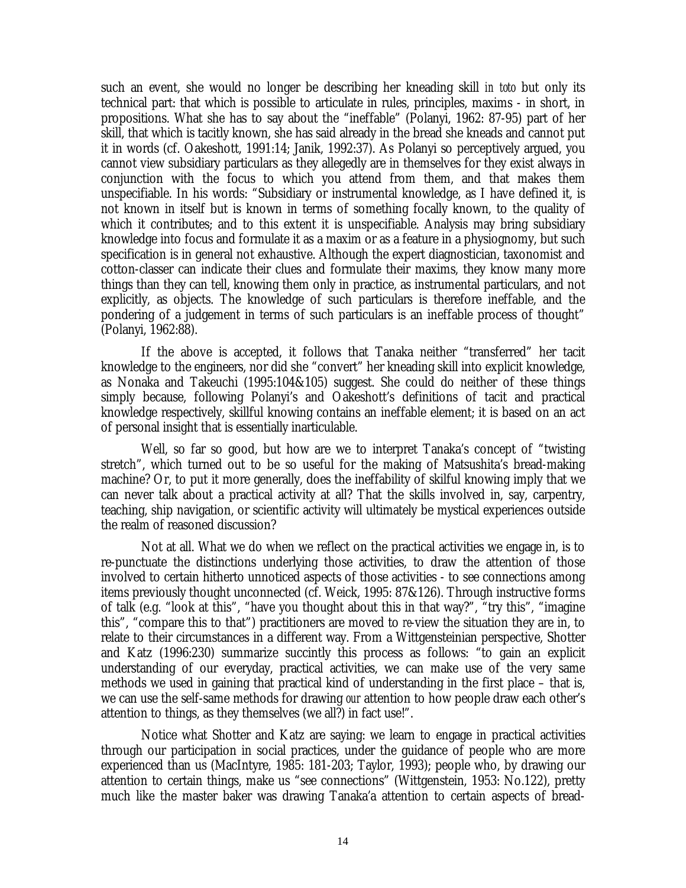such an event, she would no longer be describing her kneading skill *in toto* but only its technical part: that which is possible to articulate in rules, principles, maxims - in short, in propositions. What she has to say about the "ineffable" (Polanyi, 1962: 87-95) part of her skill, that which is tacitly known, she has said already in the bread she kneads and cannot put it in words (cf. Oakeshott, 1991:14; Janik, 1992:37). As Polanyi so perceptively argued, you cannot view subsidiary particulars as they allegedly are in themselves for they exist always in conjunction with the focus to which you attend from them, and that makes them unspecifiable. In his words: "Subsidiary or instrumental knowledge, as I have defined it, is not known in itself but is known in terms of something focally known, to the quality of which it contributes; and to this extent it is unspecifiable. Analysis may bring subsidiary knowledge into focus and formulate it as a maxim or as a feature in a physiognomy, but such specification is in general not exhaustive. Although the expert diagnostician, taxonomist and cotton-classer can indicate their clues and formulate their maxims, they know many more things than they can tell, knowing them only in practice, as instrumental particulars, and not explicitly, as objects. The knowledge of such particulars is therefore ineffable, and the pondering of a judgement in terms of such particulars is an ineffable process of thought" (Polanyi, 1962:88).

If the above is accepted, it follows that Tanaka neither "transferred" her tacit knowledge to the engineers, nor did she "convert" her kneading skill into explicit knowledge, as Nonaka and Takeuchi (1995:104&105) suggest. She could do neither of these things simply because, following Polanyi's and Oakeshott's definitions of tacit and practical knowledge respectively, skillful knowing contains an ineffable element; it is based on an act of personal insight that is essentially inarticulable.

Well, so far so good, but how are we to interpret Tanaka's concept of "twisting stretch", which turned out to be so useful for the making of Matsushita's bread-making machine? Or, to put it more generally, does the ineffability of skilful knowing imply that we can never talk about a practical activity at all? That the skills involved in, say, carpentry, teaching, ship navigation, or scientific activity will ultimately be mystical experiences outside the realm of reasoned discussion?

Not at all. What we do when we reflect on the practical activities we engage in, is to re-punctuate the distinctions underlying those activities, to draw the attention of those involved to certain hitherto unnoticed aspects of those activities - to see connections among items previously thought unconnected (cf. Weick, 1995: 87&126). Through instructive forms of talk (e.g. "look at this", "have you thought about this in that way?", "try this", "imagine this", "compare this to that") practitioners are moved to *re*-view the situation they are in, to relate to their circumstances in a different way. From a Wittgensteinian perspective, Shotter and Katz (1996:230) summarize succintly this process as follows: "to gain an explicit understanding of our everyday, practical activities, we can make use of the very same methods we used in gaining that practical kind of understanding in the first place – that is, we can use the self-same methods for drawing *our* attention to how people draw each other's attention to things, as they themselves (we all?) in fact use!".

Notice what Shotter and Katz are saying: we learn to engage in practical activities through our participation in social practices, under the guidance of people who are more experienced than us (MacIntyre, 1985: 181-203; Taylor, 1993); people who, by drawing our attention to certain things, make us "see connections" (Wittgenstein, 1953: No.122), pretty much like the master baker was drawing Tanaka'a attention to certain aspects of bread-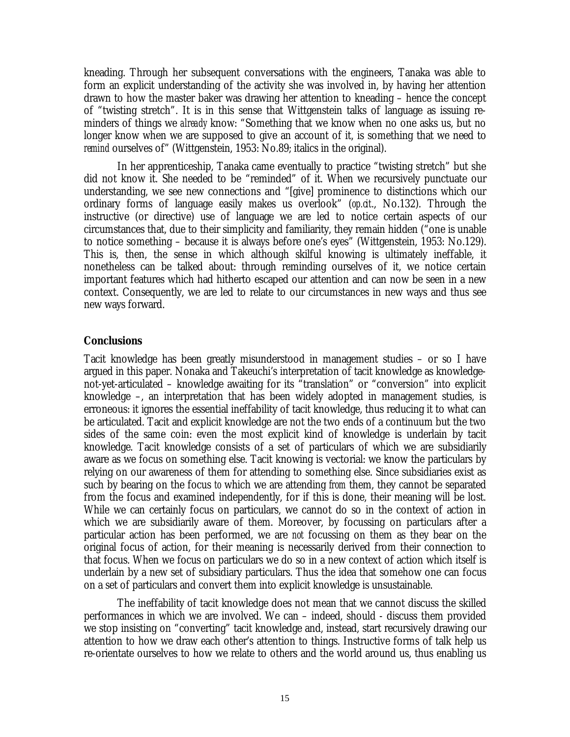kneading. Through her subsequent conversations with the engineers, Tanaka was able to form an explicit understanding of the activity she was involved in, by having her attention drawn to how the master baker was drawing her attention to kneading – hence the concept of "twisting stretch". It is in this sense that Wittgenstein talks of language as issuing reminders of things we *already* know: "Something that we know when no one asks us, but no longer know when we are supposed to give an account of it, is something that we need to *remind* ourselves of" (Wittgenstein, 1953: No.89; italics in the original).

In her apprenticeship, Tanaka came eventually to practice "twisting stretch" but she did not know it. She needed to be "reminded" of it. When we recursively punctuate our understanding, we see new connections and "[give] prominence to distinctions which our ordinary forms of language easily makes us overlook" (*op.cit*., No.132). Through the instructive (or directive) use of language we are led to notice certain aspects of our circumstances that, due to their simplicity and familiarity, they remain hidden ("one is unable to notice something – because it is always before one's eyes" (Wittgenstein, 1953: No.129). This is, then, the sense in which although skilful knowing is ultimately ineffable, it nonetheless can be talked about: through reminding ourselves of it, we notice certain important features which had hitherto escaped our attention and can now be seen in a new context. Consequently, we are led to relate to our circumstances in new ways and thus see new ways forward.

## Conclusions

Tacit knowledge has been greatly misunderstood in management studies – or so I have argued in this paper. Nonaka and Takeuchi's interpretation of tacit knowledge as knowledge-not-yet-articulated – knowledge awaiting for its "translation" or "conversion" into explicit knowledge –, an interpretation that has been widely adopted in management studies, is erroneous: it ignores the essential ineffability of tacit knowledge, thus reducing it to what can be articulated. Tacit and explicit knowledge are not the two ends of a continuum but the two sides of the same coin: even the most explicit kind of knowledge is underlain by tacit knowledge. Tacit knowledge consists of a set of particulars of which we are subsidiarily aware as we focus on something else. Tacit knowing is vectorial: we know the particulars by relying on our awareness of them for attending to something else. Since subsidiaries exist as such by bearing on the focus *to* which we are attending *from* them, they cannot be separated from the focus and examined independently, for if this is done, their meaning will be lost. While we can certainly focus on particulars, we cannot do so in the context of action in which we are subsidiarily aware of them. Moreover, by focussing on particulars after a particular action has been performed, we are *not* focussing on them as they bear on the original focus of action, for their meaning is necessarily derived from their connection to that focus. When we focus on particulars we do so in a new context of action which itself is underlain by a new set of subsidiary particulars. Thus the idea that somehow one can focus on a set of particulars and convert them into explicit knowledge is unsustainable.

The ineffability of tacit knowledge does not mean that we cannot discuss the skilled performances in which we are involved. We can – indeed, should - discuss them provided we stop insisting on "converting" tacit knowledge and, instead, start recursively drawing our attention to how we draw each other's attention to things. Instructive forms of talk help us re-orientate ourselves to how we relate to others and the world around us, thus enabling us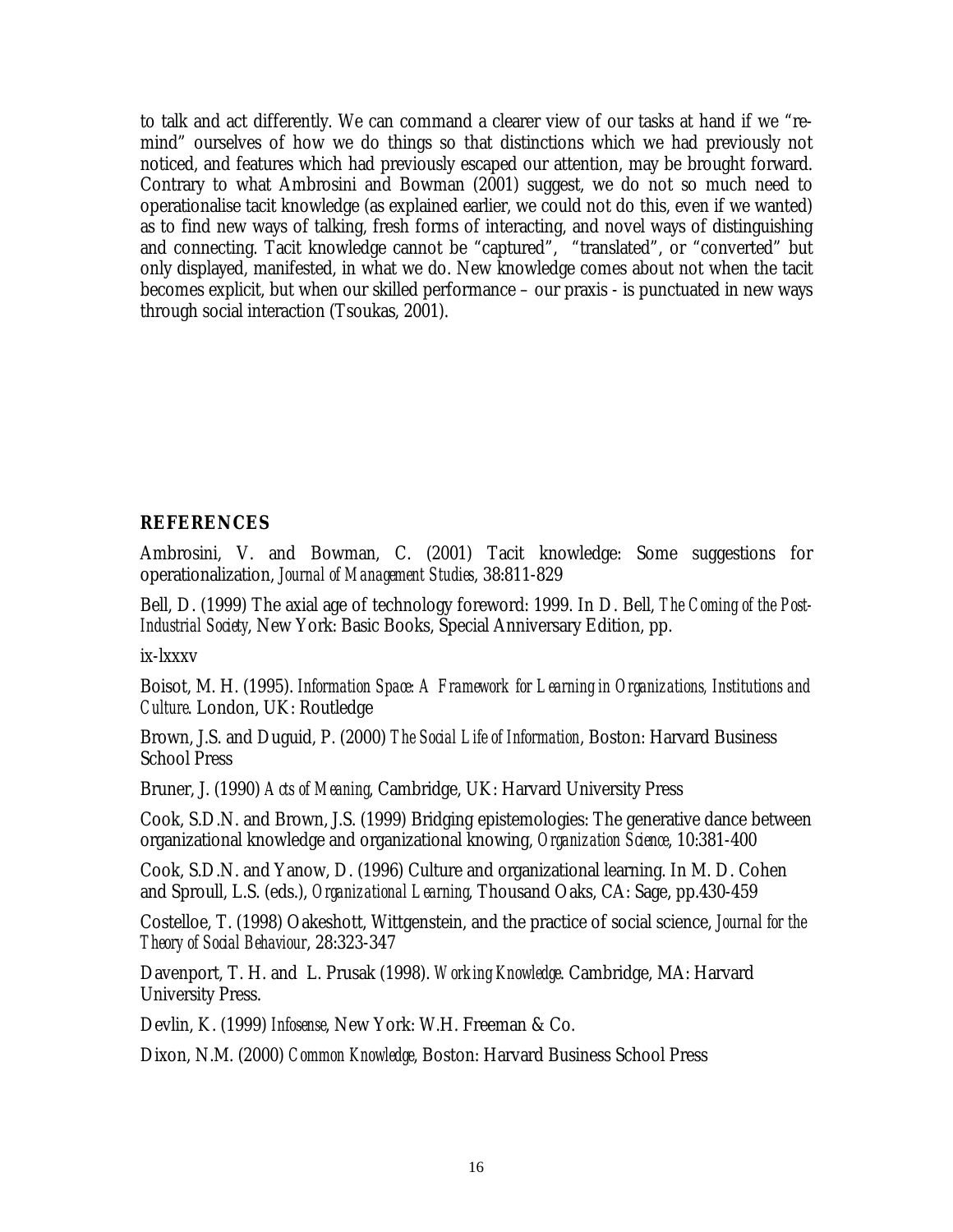to talk and act differently. We can command a clearer view of our tasks at hand if we "re-mind" ourselves of how we do things so that distinctions which we had previously not noticed, and features which had previously escaped our attention, may be brought forward. Contrary to what Ambrosini and Bowman (2001) suggest, we do not so much need to operationalise tacit knowledge (as explained earlier, we could not do this, even if we wanted) as to find new ways of talking, fresh forms of interacting, and novel ways of distinguishing and connecting. Tacit knowledge cannot be "captured", "translated", or "converted" but only displayed, manifested, in what we do. New knowledge comes about not when the tacit becomes explicit, but when our skilled performance – our praxis - is punctuated in new ways through social interaction (Tsoukas, 2001).

## REFERENCES

Ambrosini, V. and Bowman, C. (2001) Tacit knowledge: Some suggestions for operationalization, *Journal of Management Studies*, 38:811-829

Bell, D. (1999) The axial age of technology foreword: 1999. In D. Bell, *The Coming of the Post-Industrial Society*, New York: Basic Books, Special Anniversary Edition, pp.

ix-lxxxv

Boisot, M. H. (1995). *Information Space: A Framework for Learning in Organizations, Institutions and Culture*. London, UK: Routledge

Brown, J.S. and Duguid, P. (2000) *The Social Life of Information*, Boston: Harvard Business School Press

Bruner, J. (1990) *Acts of Meaning*, Cambridge, UK: Harvard University Press

Cook, S.D.N. and Brown, J.S. (1999) Bridging epistemologies: The generative dance between organizational knowledge and organizational knowing, *Organization Science*, 10:381-400

Cook, S.D.N. and Yanow, D. (1996) Culture and organizational learning. In M. D. Cohen and Sproull, L.S. (eds.), *Organizational Learning*, Thousand Oaks, CA: Sage, pp.430-459

Costelloe, T. (1998) Oakeshott, Wittgenstein, and the practice of social science, *Journal for the Theory of Social Behaviour*, 28:323-347

Davenport, T. H. and L. Prusak (1998). *Working Knowledge*. Cambridge, MA: Harvard University Press.

Devlin, K. (1999) *Infosense*, New York: W.H. Freeman & Co.

Dixon, N.M. (2000) *Common Knowledge*, Boston: Harvard Business School Press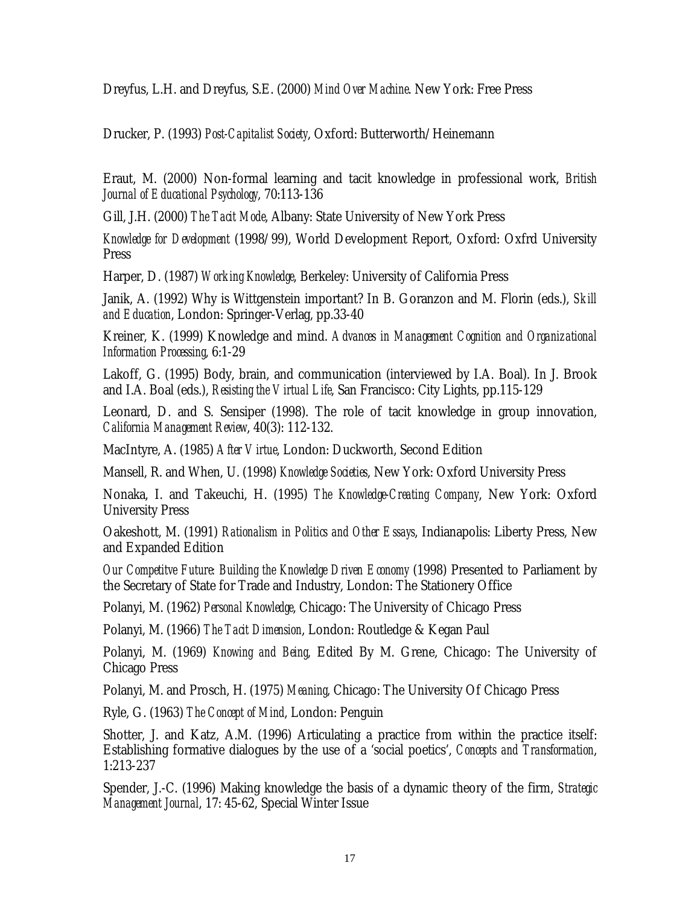Dreyfus, L.H. and Dreyfus, S.E. (2000) *Mind Over Machine*. New York: Free Press

Drucker, P. (1993) *Post-Capitalist Society*, Oxford: Butterworth/Heinemann

Eraut, M. (2000) Non-formal learning and tacit knowledge in professional work, *British Journal of Educational Psychology*, 70:113-136

Gill, J.H. (2000) *The Tacit Mode*, Albany: State University of New York Press

*Knowledge for Development* (1998/99), World Development Report, Oxford: Oxfrd University Press

Harper, D. (1987) *Working Knowledge*, Berkeley: University of California Press

Janik, A. (1992) Why is Wittgenstein important? In B. Goranzon and M. Florin (eds.), *Skill and Education*, London: Springer-Verlag, pp.33-40

Kreiner, K. (1999) Knowledge and mind. *Advances in Management Cognition and Organizational Information Processing*, 6:1-29

Lakoff, G. (1995) Body, brain, and communication (interviewed by I.A. Boal). In J. Brook and I.A. Boal (eds.), *Resisting the Virtual Life*, San Francisco: City Lights, pp.115-129

Leonard, D. and S. Sensiper (1998). The role of tacit knowledge in group innovation, *California Management Review*, 40(3): 112-132.

MacIntyre, A. (1985) *After Virtue*, London: Duckworth, Second Edition

Mansell, R. and When, U. (1998) *Knowledge Societies*, New York: Oxford University Press

Nonaka, I. and Takeuchi, H. (1995) *The Knowledge-Creating Company*, New York: Oxford University Press

Oakeshott, M. (1991) *Rationalism in Politics and Other Essays*, Indianapolis: Liberty Press, New and Expanded Edition

*Our Competitve Future: Building the Knowledge Driven Economy* (1998) Presented to Parliament by the Secretary of State for Trade and Industry, London: The Stationery Office

Polanyi, M. (1962) *Personal Knowledge*, Chicago: The University of Chicago Press

Polanyi, M. (1966) *The Tacit Dimension*, London: Routledge & Kegan Paul

Polanyi, M. (1969) *Knowing and Being*, Edited By M. Grene, Chicago: The University of Chicago Press

Polanyi, M. and Prosch, H. (1975) *Meaning*, Chicago: The University Of Chicago Press

Ryle, G. (1963) *The Concept of Mind*, London: Penguin

Shotter, J. and Katz, A.M. (1996) Articulating a practice from within the practice itself: Establishing formative dialogues by the use of a 'social poetics', *Concepts and Transformation*, 1:213-237

Spender, J.-C. (1996) Making knowledge the basis of a dynamic theory of the firm, *Strategic Management Journal*, 17: 45-62, Special Winter Issue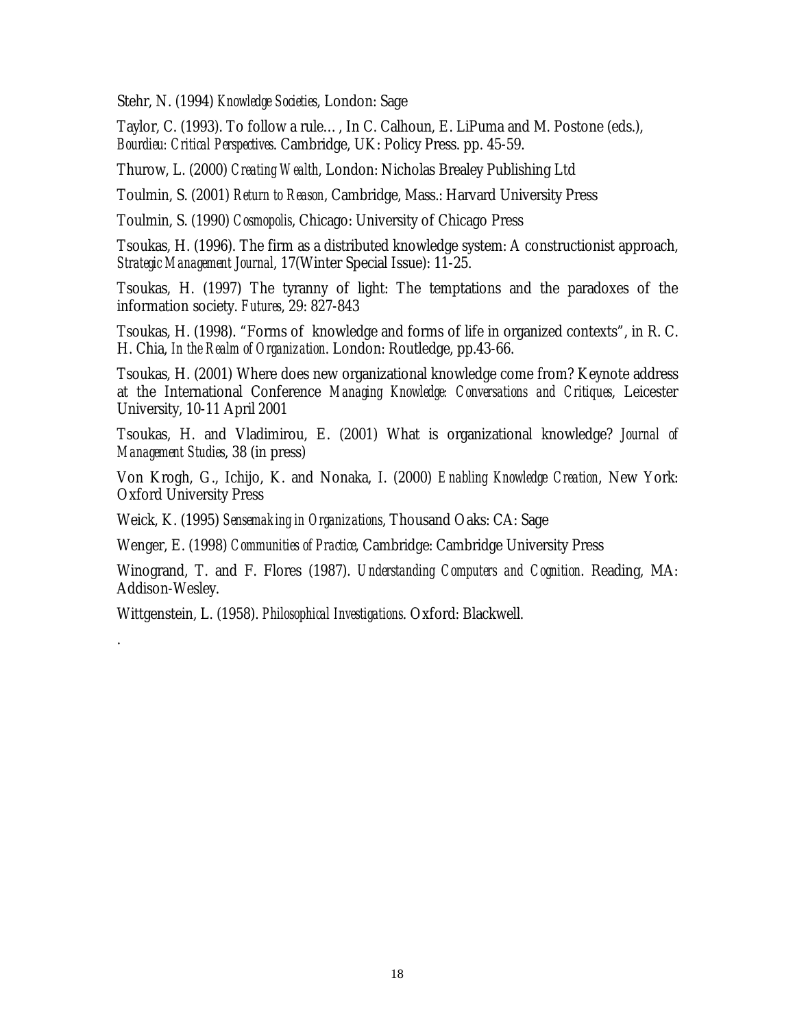Stehr, N. (1994) *Knowledge Societies*, London: Sage

Taylor, C. (1993). To follow a rule…, In C. Calhoun, E. LiPuma and M. Postone (eds.), *Bourdieu: Critical Perspectives*. Cambridge, UK: Policy Press. pp. 45-59.

Thurow, L. (2000) *Creating Wealth*, London: Nicholas Brealey Publishing Ltd

Toulmin, S. (2001) *Return to Reason*, Cambridge, Mass.: Harvard University Press

Toulmin, S. (1990) *Cosmopolis*, Chicago: University of Chicago Press

Tsoukas, H. (1996). The firm as a distributed knowledge system: A constructionist approach, *Strategic Management Journal*, 17(Winter Special Issue): 11-25.

Tsoukas, H. (1997) The tyranny of light: The temptations and the paradoxes of the information society. *Futures*, 29: 827-843

Tsoukas, H. (1998). "Forms of knowledge and forms of life in organized contexts", in R. C. H. Chia, *In the Realm of Organization*. London: Routledge, pp.43-66.

Tsoukas, H. (2001) Where does new organizational knowledge come from? Keynote address at the International Conference *Managing Knowledge: Conversations and Critiques*, Leicester University, 10-11 April 2001

Tsoukas, H. and Vladimirou, E. (2001) What is organizational knowledge? *Journal of Management Studies*, 38 (in press)

Von Krogh, G., Ichijo, K. and Nonaka, I. (2000) *Enabling Knowledge Creation*, New York: Oxford University Press

Weick, K. (1995) *Sensemaking in Organizations*, Thousand Oaks: CA: Sage

Wenger, E. (1998) *Communities of Practice*, Cambridge: Cambridge University Press

Winogrand, T. and F. Flores (1987). *Understanding Computers and Cognition*. Reading, MA: Addison-Wesley.

Wittgenstein, L. (1958). *Philosophical Investigations*. Oxford: Blackwell.

.